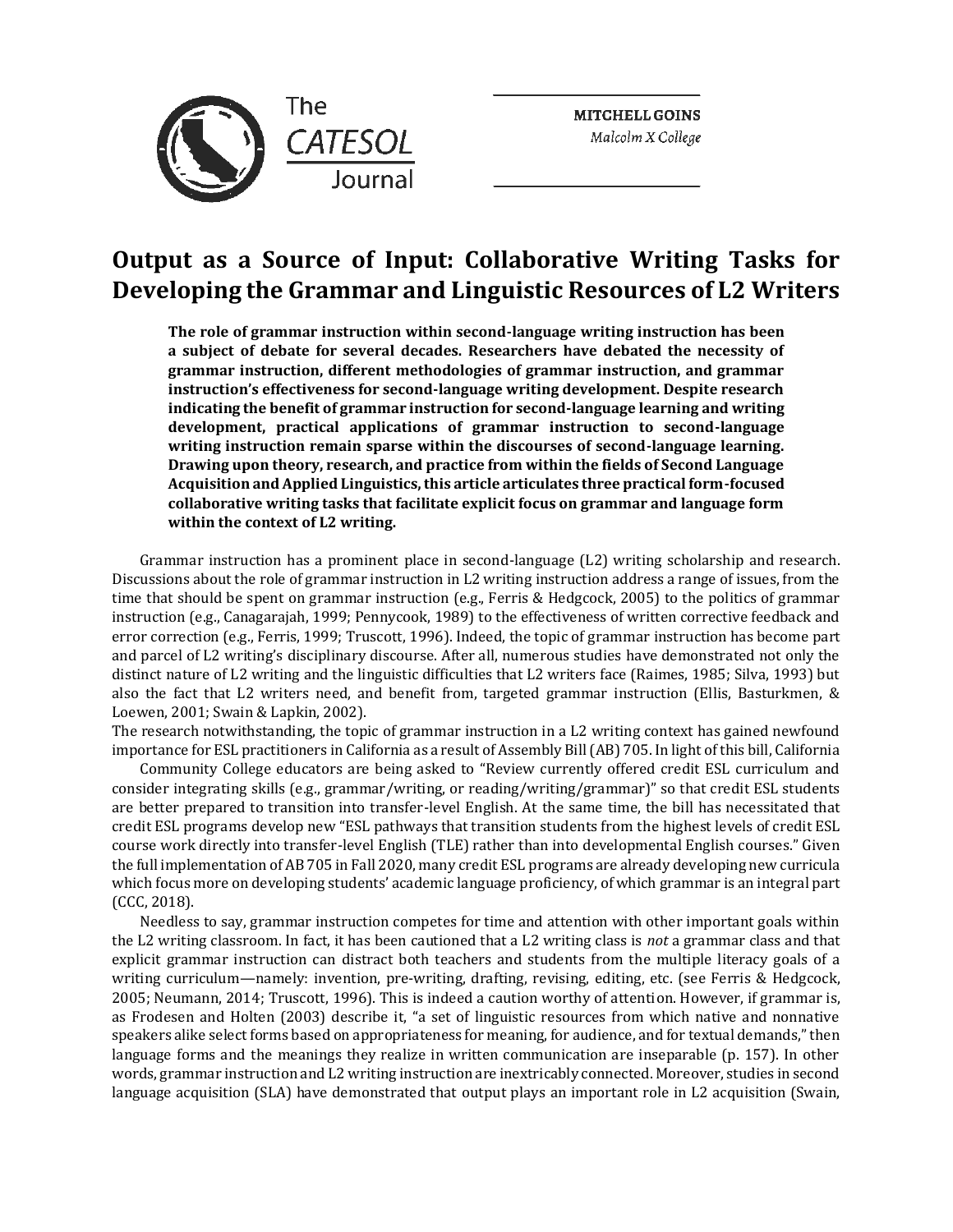**MITCHELL GOINS**
*Malcolm X College*

# Output as a Source of Input: Collaborative Writing Tasks for Developing the Grammar and Linguistic Resources of L2 Writers

**The role of grammar instruction within second-language writing instruction has been a subject of debate for several decades. Researchers have debated the necessity of grammar instruction, different methodologies of grammar instruction, and grammar instruction's effectiveness for second-language writing development. Despite research indicating the benefit of grammar instruction for second-language learning and writing development, practical applications of grammar instruction to second-language writing instruction remain sparse within the discourses of second-language learning. Drawing upon theory, research, and practice from within the fields of Second Language Acquisition and Applied Linguistics, this article articulates three practical form-focused collaborative writing tasks that facilitate explicit focus on grammar and language form within the context of L2 writing.**

Grammar instruction has a prominent place in second-language (L2) writing scholarship and research. Discussions about the role of grammar instruction in L2 writing instruction address a range of issues, from the time that should be spent on grammar instruction (e.g., Ferris & Hedgcock, 2005) to the politics of grammar instruction (e.g., Canagarajah, 1999; Pennycook, 1989) to the effectiveness of written corrective feedback and error correction (e.g., Ferris, 1999; Truscott, 1996). Indeed, the topic of grammar instruction has become part and parcel of L2 writing's disciplinary discourse. After all, numerous studies have demonstrated not only the distinct nature of L2 writing and the linguistic difficulties that L2 writers face (Raimes, 1985; Silva, 1993) but also the fact that L2 writers need, and benefit from, targeted grammar instruction (Ellis, Basturkmen, & Loewen, 2001; Swain & Lapkin, 2002).

The research notwithstanding, the topic of grammar instruction in a L2 writing context has gained newfound importance for ESL practitioners in California as a result of Assembly Bill (AB) 705. In light of this bill, California Community College educators are being asked to "Review currently offered credit ESL curriculum and consider integrating skills (e.g., grammar/writing, or reading/writing/grammar)" so that credit ESL students are better prepared to transition into transfer-level English. At the same time, the bill has necessitated that credit ESL programs develop new "ESL pathways that transition students from the highest levels of credit ESL course work directly into transfer-level English (TLE) rather than into developmental English courses." Given the full implementation of AB 705 in Fall 2020, many credit ESL programs are already developing new curricula which focus more on developing students' academic language proficiency, of which grammar is an integral part (CCC, 2018).

Needless to say, grammar instruction competes for time and attention with other important goals within the L2 writing classroom. In fact, it has been cautioned that a L2 writing class is *not* a grammar class and that explicit grammar instruction can distract both teachers and students from the multiple literacy goals of a writing curriculum—namely: invention, pre-writing, drafting, revising, editing, etc. (see Ferris & Hedgcock, 2005; Neumann, 2014; Truscott, 1996). This is indeed a caution worthy of attention. However, if grammar is, as Frodesen and Holten (2003) describe it, "a set of linguistic resources from which native and nonnative speakers alike select forms based on appropriateness for meaning, for audience, and for textual demands," then language forms and the meanings they realize in written communication are inseparable (p. 157). In other words, grammar instruction and L2 writing instruction are inextricably connected. Moreover, studies in second language acquisition (SLA) have demonstrated that output plays an important role in L2 acquisition (Swain,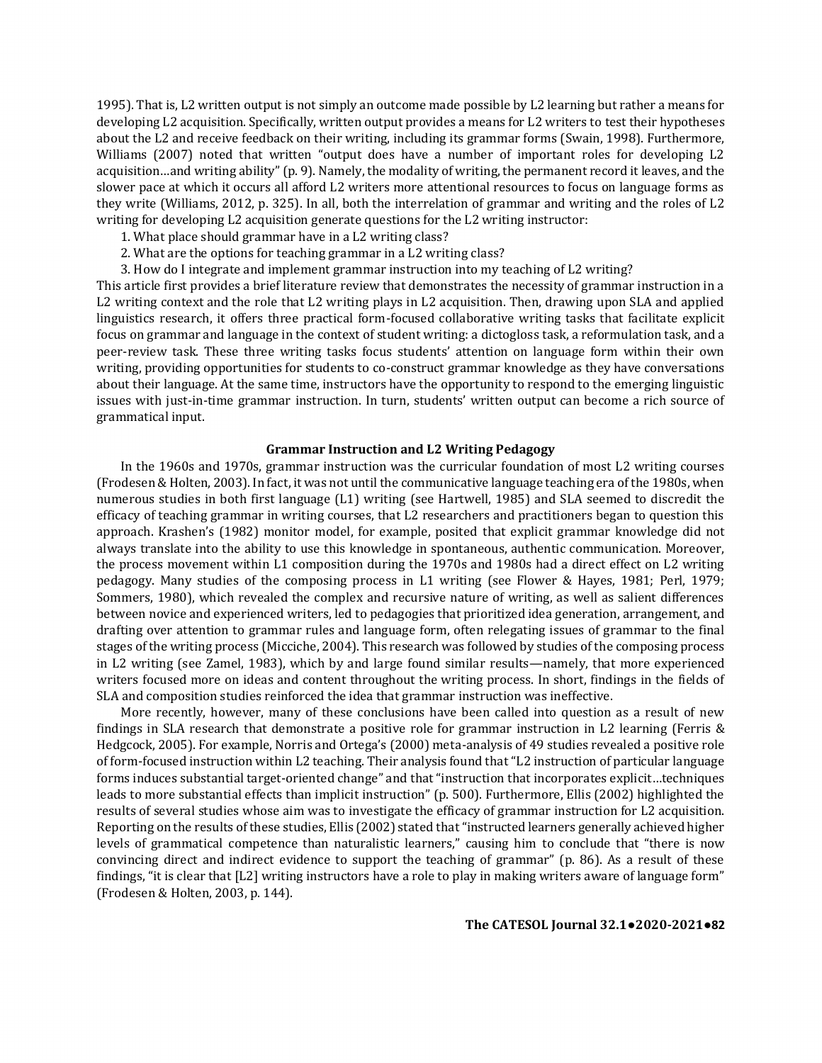1995). That is, L2 written output is not simply an outcome made possible by L2 learning but rather a means for developing L2 acquisition. Specifically, written output provides a means for L2 writers to test their hypotheses about the L2 and receive feedback on their writing, including its grammar forms (Swain, 1998). Furthermore, Williams (2007) noted that written "output does have a number of important roles for developing L2 acquisition…and writing ability" (p. 9). Namely, the modality of writing, the permanent record it leaves, and the slower pace at which it occurs all afford L2 writers more attentional resources to focus on language forms as they write (Williams, 2012, p. 325). In all, both the interrelation of grammar and writing and the roles of L2 writing for developing L2 acquisition generate questions for the L2 writing instructor:

1. What place should grammar have in a L2 writing class?
2. What are the options for teaching grammar in a L2 writing class?
3. How do I integrate and implement grammar instruction into my teaching of L2 writing?

This article first provides a brief literature review that demonstrates the necessity of grammar instruction in a L2 writing context and the role that L2 writing plays in L2 acquisition. Then, drawing upon SLA and applied linguistics research, it offers three practical form-focused collaborative writing tasks that facilitate explicit focus on grammar and language in the context of student writing: a dictogloss task, a reformulation task, and a peer-review task. These three writing tasks focus students' attention on language form within their own writing, providing opportunities for students to co-construct grammar knowledge as they have conversations about their language. At the same time, instructors have the opportunity to respond to the emerging linguistic issues with just-in-time grammar instruction. In turn, students' written output can become a rich source of grammatical input.

## Grammar Instruction and L2 Writing Pedagogy

In the 1960s and 1970s, grammar instruction was the curricular foundation of most L2 writing courses (Frodesen & Holten, 2003). In fact, it was not until the communicative language teaching era of the 1980s, when numerous studies in both first language (L1) writing (see Hartwell, 1985) and SLA seemed to discredit the efficacy of teaching grammar in writing courses, that L2 researchers and practitioners began to question this approach. Krashen's (1982) monitor model, for example, posited that explicit grammar knowledge did not always translate into the ability to use this knowledge in spontaneous, authentic communication. Moreover, the process movement within L1 composition during the 1970s and 1980s had a direct effect on L2 writing pedagogy. Many studies of the composing process in L1 writing (see Flower & Hayes, 1981; Perl, 1979; Sommers, 1980), which revealed the complex and recursive nature of writing, as well as salient differences between novice and experienced writers, led to pedagogies that prioritized idea generation, arrangement, and drafting over attention to grammar rules and language form, often relegating issues of grammar to the final stages of the writing process (Micciche, 2004). This research was followed by studies of the composing process in L2 writing (see Zamel, 1983), which by and large found similar results—namely, that more experienced writers focused more on ideas and content throughout the writing process. In short, findings in the fields of SLA and composition studies reinforced the idea that grammar instruction was ineffective.

More recently, however, many of these conclusions have been called into question as a result of new findings in SLA research that demonstrate a positive role for grammar instruction in L2 learning (Ferris & Hedgcock, 2005). For example, Norris and Ortega's (2000) meta-analysis of 49 studies revealed a positive role of form-focused instruction within L2 teaching. Their analysis found that "L2 instruction of particular language forms induces substantial target-oriented change" and that "instruction that incorporates explicit…techniques leads to more substantial effects than implicit instruction" (p. 500). Furthermore, Ellis (2002) highlighted the results of several studies whose aim was to investigate the efficacy of grammar instruction for L2 acquisition. Reporting on the results of these studies, Ellis (2002) stated that "instructed learners generally achieved higher levels of grammatical competence than naturalistic learners," causing him to conclude that "there is now convincing direct and indirect evidence to support the teaching of grammar" (p. 86). As a result of these findings, "it is clear that [L2] writing instructors have a role to play in making writers aware of language form" (Frodesen & Holten, 2003, p. 144).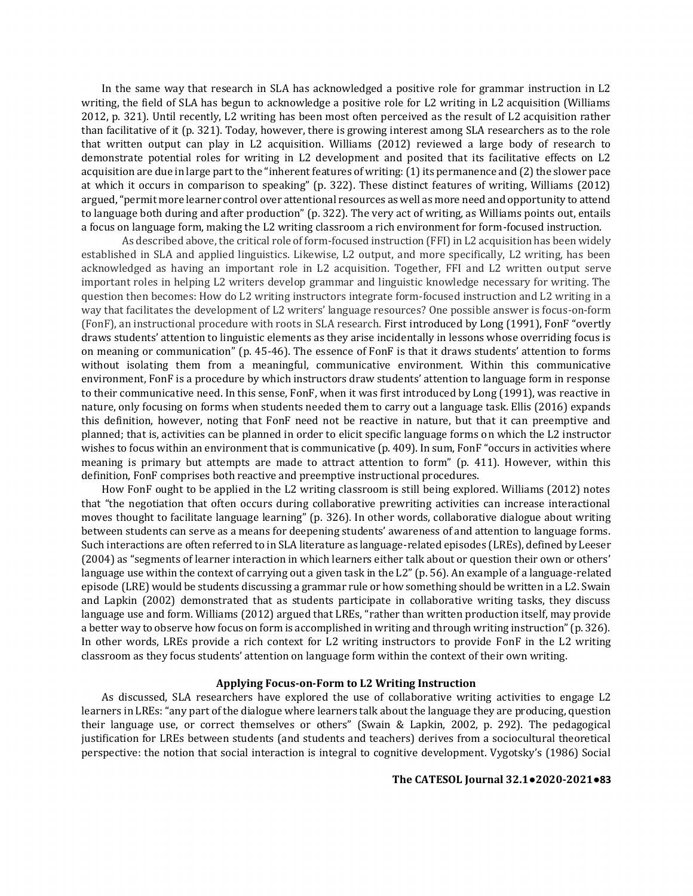In the same way that research in SLA has acknowledged a positive role for grammar instruction in L2 writing, the field of SLA has begun to acknowledge a positive role for L2 writing in L2 acquisition (Williams 2012, p. 321). Until recently, L2 writing has been most often perceived as the result of L2 acquisition rather than facilitative of it (p. 321). Today, however, there is growing interest among SLA researchers as to the role that written output can play in L2 acquisition. Williams (2012) reviewed a large body of research to demonstrate potential roles for writing in L2 development and posited that its facilitative effects on L2 acquisition are due in large part to the "inherent features of writing: (1) its permanence and (2) the slower pace at which it occurs in comparison to speaking" (p. 322). These distinct features of writing, Williams (2012) argued, "permit more learner control over attentional resources as well as more need and opportunity to attend to language both during and after production" (p. 322). The very act of writing, as Williams points out, entails a focus on language form, making the L2 writing classroom a rich environment for form-focused instruction.

As described above, the critical role of form-focused instruction (FFI) in L2 acquisition has been widely established in SLA and applied linguistics. Likewise, L2 output, and more specifically, L2 writing, has been acknowledged as having an important role in L2 acquisition. Together, FFI and L2 written output serve important roles in helping L2 writers develop grammar and linguistic knowledge necessary for writing. The question then becomes: How do L2 writing instructors integrate form-focused instruction and L2 writing in a way that facilitates the development of L2 writers' language resources? One possible answer is focus-on-form (FonF), an instructional procedure with roots in SLA research. First introduced by Long (1991), FonF "overtly draws students' attention to linguistic elements as they arise incidentally in lessons whose overriding focus is on meaning or communication" (p. 45-46). The essence of FonF is that it draws students' attention to forms without isolating them from a meaningful, communicative environment. Within this communicative environment, FonF is a procedure by which instructors draw students' attention to language form in response to their communicative need. In this sense, FonF, when it was first introduced by Long (1991), was reactive in nature, only focusing on forms when students needed them to carry out a language task. Ellis (2016) expands this definition, however, noting that FonF need not be reactive in nature, but that it can preemptive and planned; that is, activities can be planned in order to elicit specific language forms on which the L2 instructor wishes to focus within an environment that is communicative (p. 409). In sum, FonF "occurs in activities where meaning is primary but attempts are made to attract attention to form" (p. 411). However, within this definition, FonF comprises both reactive and preemptive instructional procedures.

How FonF ought to be applied in the L2 writing classroom is still being explored. Williams (2012) notes that "the negotiation that often occurs during collaborative prewriting activities can increase interactional moves thought to facilitate language learning" (p. 326). In other words, collaborative dialogue about writing between students can serve as a means for deepening students' awareness of and attention to language forms. Such interactions are often referred to in SLA literature as language-related episodes (LREs), defined by Leeser (2004) as "segments of learner interaction in which learners either talk about or question their own or others' language use within the context of carrying out a given task in the L2" (p. 56). An example of a language-related episode (LRE) would be students discussing a grammar rule or how something should be written in a L2. Swain and Lapkin (2002) demonstrated that as students participate in collaborative writing tasks, they discuss language use and form. Williams (2012) argued that LREs, "rather than written production itself, may provide a better way to observe how focus on form is accomplished in writing and through writing instruction" (p. 326). In other words, LREs provide a rich context for L2 writing instructors to provide FonF in the L2 writing classroom as they focus students' attention on language form within the context of their own writing.

## Applying Focus-on-Form to L2 Writing Instruction

As discussed, SLA researchers have explored the use of collaborative writing activities to engage L2 learners in LREs: "any part of the dialogue where learners talk about the language they are producing, question their language use, or correct themselves or others" (Swain & Lapkin, 2002, p. 292). The pedagogical justification for LREs between students (and students and teachers) derives from a sociocultural theoretical perspective: the notion that social interaction is integral to cognitive development. Vygotsky's (1986) Social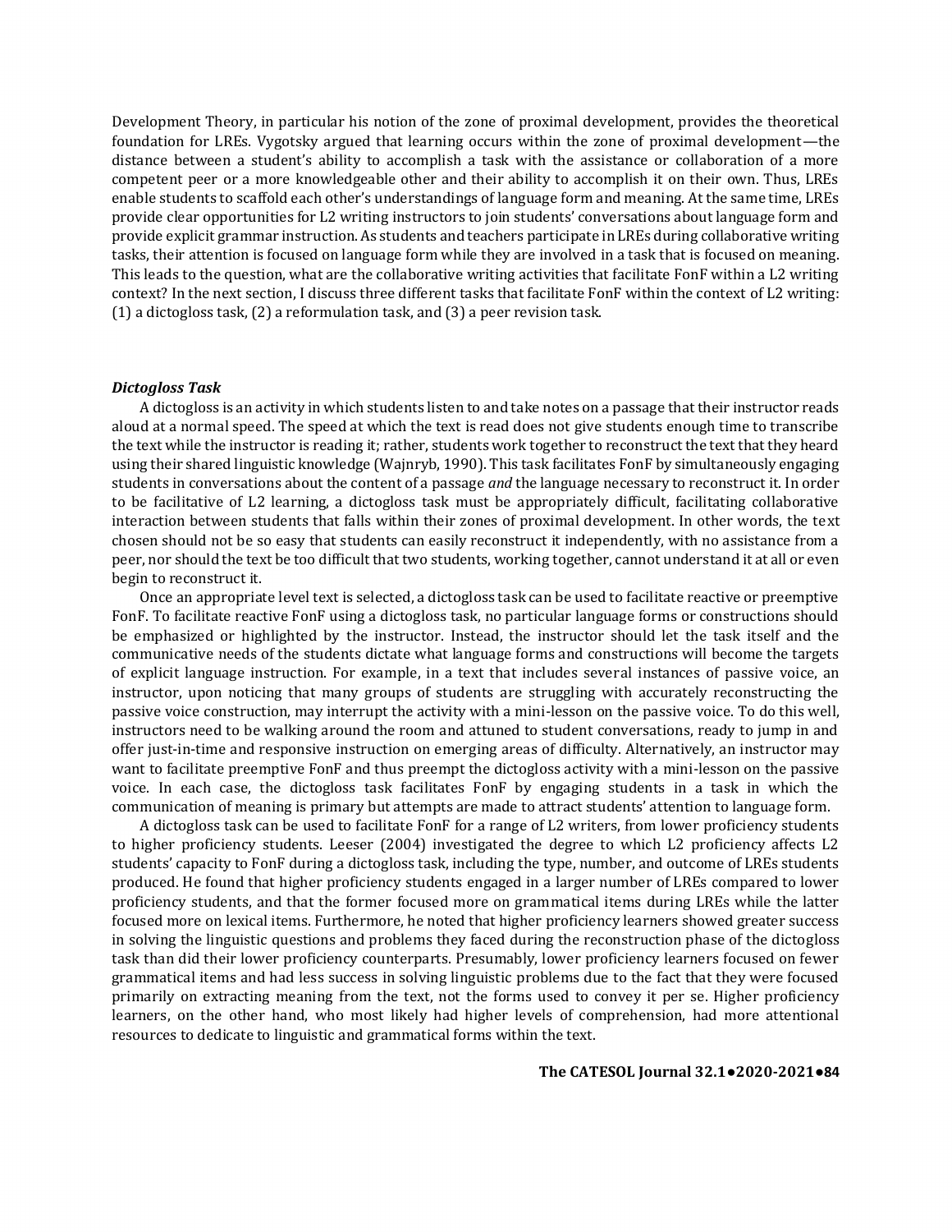Development Theory, in particular his notion of the zone of proximal development, provides the theoretical foundation for LREs. Vygotsky argued that learning occurs within the zone of proximal development—the distance between a student's ability to accomplish a task with the assistance or collaboration of a more competent peer or a more knowledgeable other and their ability to accomplish it on their own. Thus, LREs enable students to scaffold each other's understandings of language form and meaning. At the same time, LREs provide clear opportunities for L2 writing instructors to join students' conversations about language form and provide explicit grammar instruction. As students and teachers participate in LREs during collaborative writing tasks, their attention is focused on language form while they are involved in a task that is focused on meaning. This leads to the question, what are the collaborative writing activities that facilitate FonF within a L2 writing context? In the next section, I discuss three different tasks that facilitate FonF within the context of L2 writing: (1) a dictogloss task, (2) a reformulation task, and (3) a peer revision task.

### *Dictogloss Task*

A dictogloss is an activity in which students listen to and take notes on a passage that their instructor reads aloud at a normal speed. The speed at which the text is read does not give students enough time to transcribe the text while the instructor is reading it; rather, students work together to reconstruct the text that they heard using their shared linguistic knowledge (Wajnryb, 1990). This task facilitates FonF by simultaneously engaging students in conversations about the content of a passage *and* the language necessary to reconstruct it. In order to be facilitative of L2 learning, a dictogloss task must be appropriately difficult, facilitating collaborative interaction between students that falls within their zones of proximal development. In other words, the text chosen should not be so easy that students can easily reconstruct it independently, with no assistance from a peer, nor should the text be too difficult that two students, working together, cannot understand it at all or even begin to reconstruct it.

Once an appropriate level text is selected, a dictogloss task can be used to facilitate reactive or preemptive FonF. To facilitate reactive FonF using a dictogloss task, no particular language forms or constructions should be emphasized or highlighted by the instructor. Instead, the instructor should let the task itself and the communicative needs of the students dictate what language forms and constructions will become the targets of explicit language instruction. For example, in a text that includes several instances of passive voice, an instructor, upon noticing that many groups of students are struggling with accurately reconstructing the passive voice construction, may interrupt the activity with a mini-lesson on the passive voice. To do this well, instructors need to be walking around the room and attuned to student conversations, ready to jump in and offer just-in-time and responsive instruction on emerging areas of difficulty. Alternatively, an instructor may want to facilitate preemptive FonF and thus preempt the dictogloss activity with a mini-lesson on the passive voice. In each case, the dictogloss task facilitates FonF by engaging students in a task in which the communication of meaning is primary but attempts are made to attract students' attention to language form.

A dictogloss task can be used to facilitate FonF for a range of L2 writers, from lower proficiency students to higher proficiency students. Leeser (2004) investigated the degree to which L2 proficiency affects L2 students' capacity to FonF during a dictogloss task, including the type, number, and outcome of LREs students produced. He found that higher proficiency students engaged in a larger number of LREs compared to lower proficiency students, and that the former focused more on grammatical items during LREs while the latter focused more on lexical items. Furthermore, he noted that higher proficiency learners showed greater success in solving the linguistic questions and problems they faced during the reconstruction phase of the dictogloss task than did their lower proficiency counterparts. Presumably, lower proficiency learners focused on fewer grammatical items and had less success in solving linguistic problems due to the fact that they were focused primarily on extracting meaning from the text, not the forms used to convey it per se. Higher proficiency learners, on the other hand, who most likely had higher levels of comprehension, had more attentional resources to dedicate to linguistic and grammatical forms within the text.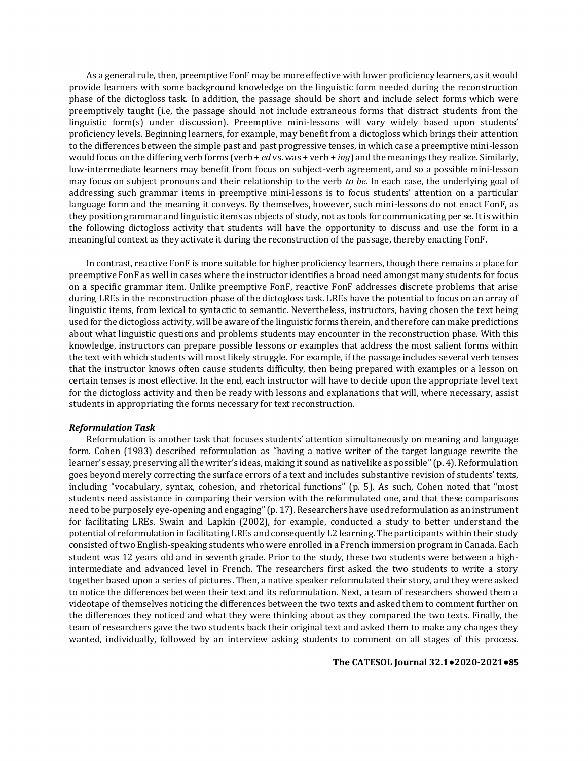As a general rule, then, preemptive FonF may be more effective with lower proficiency learners, as it would provide learners with some background knowledge on the linguistic form needed during the reconstruction phase of the dictogloss task. In addition, the passage should be short and include select forms which were preemptively taught (i.e, the passage should not include extraneous forms that distract students from the linguistic form(s) under discussion). Preemptive mini-lessons will vary widely based upon students' proficiency levels. Beginning learners, for example, may benefit from a dictogloss which brings their attention to the differences between the simple past and past progressive tenses, in which case a preemptive mini-lesson would focus on the differing verb forms (verb + *ed* vs. was + verb + *ing*) and the meanings they realize. Similarly, low-intermediate learners may benefit from focus on subject-verb agreement, and so a possible mini-lesson may focus on subject pronouns and their relationship to the verb *to be*. In each case, the underlying goal of addressing such grammar items in preemptive mini-lessons is to focus students' attention on a particular language form and the meaning it conveys. By themselves, however, such mini-lessons do not enact FonF, as they position grammar and linguistic items as objects of study, not as tools for communicating per se. It is within the following dictogloss activity that students will have the opportunity to discuss and use the form in a meaningful context as they activate it during the reconstruction of the passage, thereby enacting FonF.

In contrast, reactive FonF is more suitable for higher proficiency learners, though there remains a place for preemptive FonF as well in cases where the instructor identifies a broad need amongst many students for focus on a specific grammar item. Unlike preemptive FonF, reactive FonF addresses discrete problems that arise during LREs in the reconstruction phase of the dictogloss task. LREs have the potential to focus on an array of linguistic items, from lexical to syntactic to semantic. Nevertheless, instructors, having chosen the text being used for the dictogloss activity, will be aware of the linguistic forms therein, and therefore can make predictions about what linguistic questions and problems students may encounter in the reconstruction phase. With this knowledge, instructors can prepare possible lessons or examples that address the most salient forms within the text with which students will most likely struggle. For example, if the passage includes several verb tenses that the instructor knows often cause students difficulty, then being prepared with examples or a lesson on certain tenses is most effective. In the end, each instructor will have to decide upon the appropriate level text for the dictogloss activity and then be ready with lessons and explanations that will, where necessary, assist students in appropriating the forms necessary for text reconstruction.

***Reformulation Task***

Reformulation is another task that focuses students' attention simultaneously on meaning and language form. Cohen (1983) described reformulation as "having a native writer of the target language rewrite the learner's essay, preserving all the writer's ideas, making it sound as nativelike as possible" (p. 4). Reformulation goes beyond merely correcting the surface errors of a text and includes substantive revision of students' texts, including "vocabulary, syntax, cohesion, and rhetorical functions" (p. 5). As such, Cohen noted that "most students need assistance in comparing their version with the reformulated one, and that these comparisons need to be purposely eye-opening and engaging" (p. 17). Researchers have used reformulation as an instrument for facilitating LREs. Swain and Lapkin (2002), for example, conducted a study to better understand the potential of reformulation in facilitating LREs and consequently L2 learning. The participants within their study consisted of two English-speaking students who were enrolled in a French immersion program in Canada. Each student was 12 years old and in seventh grade. Prior to the study, these two students were between a high-intermediate and advanced level in French. The researchers first asked the two students to write a story together based upon a series of pictures. Then, a native speaker reformulated their story, and they were asked to notice the differences between their text and its reformulation. Next, a team of researchers showed them a videotape of themselves noticing the differences between the two texts and asked them to comment further on the differences they noticed and what they were thinking about as they compared the two texts. Finally, the team of researchers gave the two students back their original text and asked them to make any changes they wanted, individually, followed by an interview asking students to comment on all stages of this process.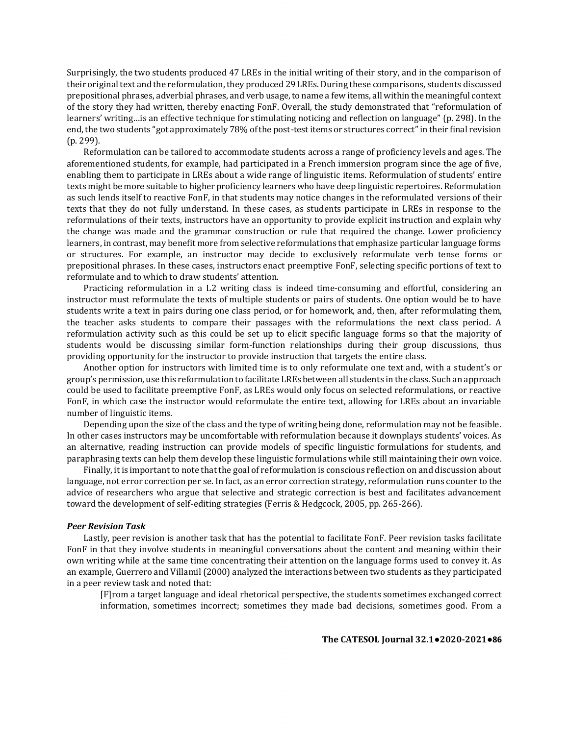Surprisingly, the two students produced 47 LREs in the initial writing of their story, and in the comparison of their original text and the reformulation, they produced 29 LREs. During these comparisons, students discussed prepositional phrases, adverbial phrases, and verb usage, to name a few items, all within the meaningful context of the story they had written, thereby enacting FonF. Overall, the study demonstrated that "reformulation of learners' writing…is an effective technique for stimulating noticing and reflection on language" (p. 298). In the end, the two students "got approximately 78% of the post-test items or structures correct" in their final revision (p. 299).

Reformulation can be tailored to accommodate students across a range of proficiency levels and ages. The aforementioned students, for example, had participated in a French immersion program since the age of five, enabling them to participate in LREs about a wide range of linguistic items. Reformulation of students' entire texts might be more suitable to higher proficiency learners who have deep linguistic repertoires. Reformulation as such lends itself to reactive FonF, in that students may notice changes in the reformulated versions of their texts that they do not fully understand. In these cases, as students participate in LREs in response to the reformulations of their texts, instructors have an opportunity to provide explicit instruction and explain why the change was made and the grammar construction or rule that required the change. Lower proficiency learners, in contrast, may benefit more from selective reformulations that emphasize particular language forms or structures. For example, an instructor may decide to exclusively reformulate verb tense forms or prepositional phrases. In these cases, instructors enact preemptive FonF, selecting specific portions of text to reformulate and to which to draw students' attention.

Practicing reformulation in a L2 writing class is indeed time-consuming and effortful, considering an instructor must reformulate the texts of multiple students or pairs of students. One option would be to have students write a text in pairs during one class period, or for homework, and, then, after reformulating them, the teacher asks students to compare their passages with the reformulations the next class period. A reformulation activity such as this could be set up to elicit specific language forms so that the majority of students would be discussing similar form-function relationships during their group discussions, thus providing opportunity for the instructor to provide instruction that targets the entire class.

Another option for instructors with limited time is to only reformulate one text and, with a student's or group's permission, use this reformulation to facilitate LREs between all students in the class. Such an approach could be used to facilitate preemptive FonF, as LREs would only focus on selected reformulations, or reactive FonF, in which case the instructor would reformulate the entire text, allowing for LREs about an invariable number of linguistic items.

Depending upon the size of the class and the type of writing being done, reformulation may not be feasible. In other cases instructors may be uncomfortable with reformulation because it downplays students' voices. As an alternative, reading instruction can provide models of specific linguistic formulations for students, and paraphrasing texts can help them develop these linguistic formulations while still maintaining their own voice.

Finally, it is important to note that the goal of reformulation is conscious reflection on and discussion about language, not error correction per se. In fact, as an error correction strategy, reformulation runs counter to the advice of researchers who argue that selective and strategic correction is best and facilitates advancement toward the development of self-editing strategies (Ferris & Hedgcock, 2005, pp. 265-266).

### *Peer Revision Task*

Lastly, peer revision is another task that has the potential to facilitate FonF. Peer revision tasks facilitate FonF in that they involve students in meaningful conversations about the content and meaning within their own writing while at the same time concentrating their attention on the language forms used to convey it. As an example, Guerrero and Villamil (2000) analyzed the interactions between two students as they participated in a peer review task and noted that:

> [F]rom a target language and ideal rhetorical perspective, the students sometimes exchanged correct information, sometimes incorrect; sometimes they made bad decisions, sometimes good. From a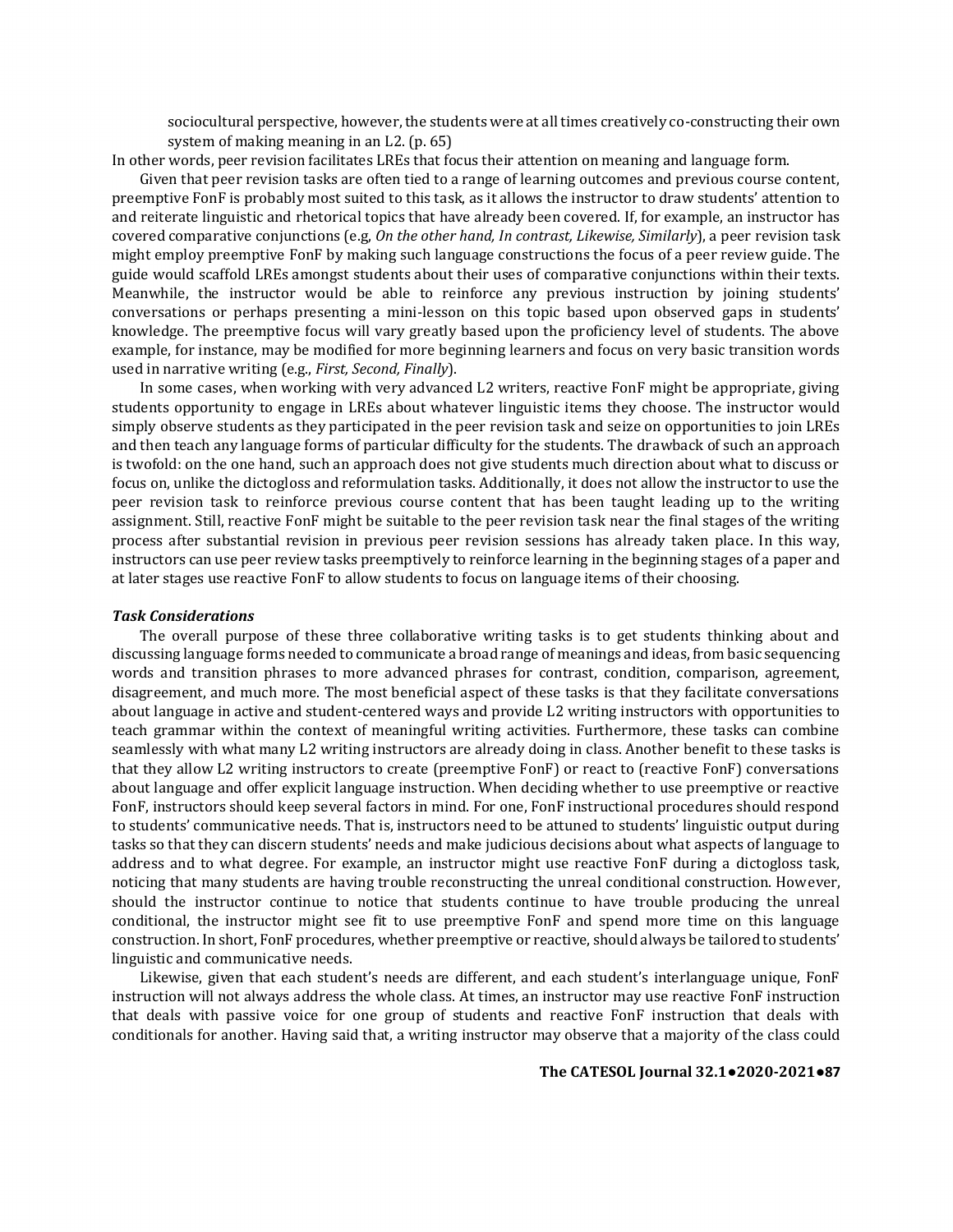sociocultural perspective, however, the students were at all times creatively co-constructing their own system of making meaning in an L2. (p. 65)

In other words, peer revision facilitates LREs that focus their attention on meaning and language form.

Given that peer revision tasks are often tied to a range of learning outcomes and previous course content, preemptive FonF is probably most suited to this task, as it allows the instructor to draw students' attention to and reiterate linguistic and rhetorical topics that have already been covered. If, for example, an instructor has covered comparative conjunctions (e.g, *On the other hand, In contrast, Likewise, Similarly*), a peer revision task might employ preemptive FonF by making such language constructions the focus of a peer review guide. The guide would scaffold LREs amongst students about their uses of comparative conjunctions within their texts. Meanwhile, the instructor would be able to reinforce any previous instruction by joining students' conversations or perhaps presenting a mini-lesson on this topic based upon observed gaps in students' knowledge. The preemptive focus will vary greatly based upon the proficiency level of students. The above example, for instance, may be modified for more beginning learners and focus on very basic transition words used in narrative writing (e.g., *First, Second, Finally*).

In some cases, when working with very advanced L2 writers, reactive FonF might be appropriate, giving students opportunity to engage in LREs about whatever linguistic items they choose. The instructor would simply observe students as they participated in the peer revision task and seize on opportunities to join LREs and then teach any language forms of particular difficulty for the students. The drawback of such an approach is twofold: on the one hand, such an approach does not give students much direction about what to discuss or focus on, unlike the dictogloss and reformulation tasks. Additionally, it does not allow the instructor to use the peer revision task to reinforce previous course content that has been taught leading up to the writing assignment. Still, reactive FonF might be suitable to the peer revision task near the final stages of the writing process after substantial revision in previous peer revision sessions has already taken place. In this way, instructors can use peer review tasks preemptively to reinforce learning in the beginning stages of a paper and at later stages use reactive FonF to allow students to focus on language items of their choosing.

### *Task Considerations*

The overall purpose of these three collaborative writing tasks is to get students thinking about and discussing language forms needed to communicate a broad range of meanings and ideas, from basic sequencing words and transition phrases to more advanced phrases for contrast, condition, comparison, agreement, disagreement, and much more. The most beneficial aspect of these tasks is that they facilitate conversations about language in active and student-centered ways and provide L2 writing instructors with opportunities to teach grammar within the context of meaningful writing activities. Furthermore, these tasks can combine seamlessly with what many L2 writing instructors are already doing in class. Another benefit to these tasks is that they allow L2 writing instructors to create (preemptive FonF) or react to (reactive FonF) conversations about language and offer explicit language instruction. When deciding whether to use preemptive or reactive FonF, instructors should keep several factors in mind. For one, FonF instructional procedures should respond to students' communicative needs. That is, instructors need to be attuned to students' linguistic output during tasks so that they can discern students' needs and make judicious decisions about what aspects of language to address and to what degree. For example, an instructor might use reactive FonF during a dictogloss task, noticing that many students are having trouble reconstructing the unreal conditional construction. However, should the instructor continue to notice that students continue to have trouble producing the unreal conditional, the instructor might see fit to use preemptive FonF and spend more time on this language construction. In short, FonF procedures, whether preemptive or reactive, should always be tailored to students' linguistic and communicative needs.

Likewise, given that each student's needs are different, and each student's interlanguage unique, FonF instruction will not always address the whole class. At times, an instructor may use reactive FonF instruction that deals with passive voice for one group of students and reactive FonF instruction that deals with conditionals for another. Having said that, a writing instructor may observe that a majority of the class could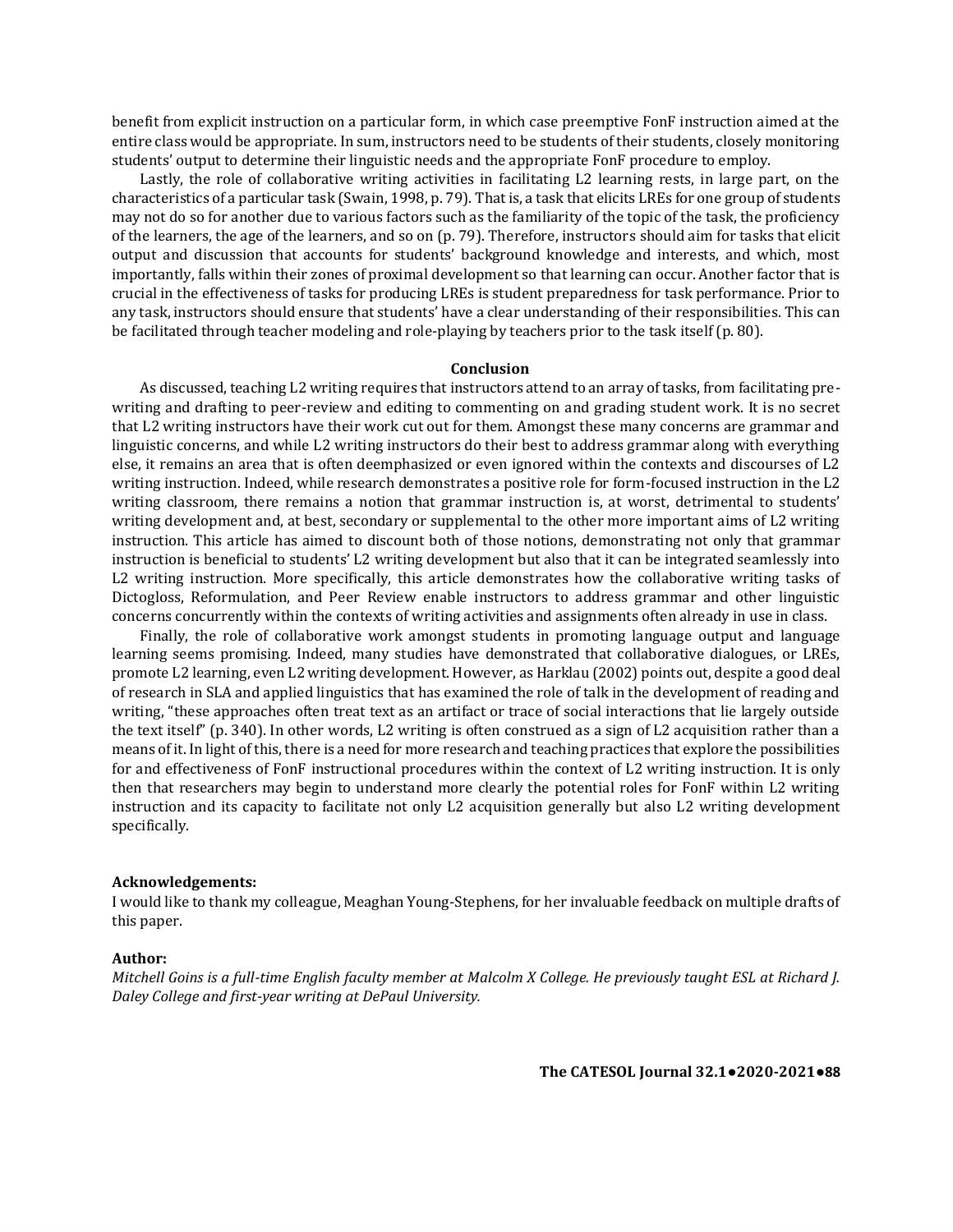benefit from explicit instruction on a particular form, in which case preemptive FonF instruction aimed at the entire class would be appropriate. In sum, instructors need to be students of their students, closely monitoring students' output to determine their linguistic needs and the appropriate FonF procedure to employ.

Lastly, the role of collaborative writing activities in facilitating L2 learning rests, in large part, on the characteristics of a particular task (Swain, 1998, p. 79). That is, a task that elicits LREs for one group of students may not do so for another due to various factors such as the familiarity of the topic of the task, the proficiency of the learners, the age of the learners, and so on (p. 79). Therefore, instructors should aim for tasks that elicit output and discussion that accounts for students' background knowledge and interests, and which, most importantly, falls within their zones of proximal development so that learning can occur. Another factor that is crucial in the effectiveness of tasks for producing LREs is student preparedness for task performance. Prior to any task, instructors should ensure that students' have a clear understanding of their responsibilities. This can be facilitated through teacher modeling and role-playing by teachers prior to the task itself (p. 80).

## Conclusion

As discussed, teaching L2 writing requires that instructors attend to an array of tasks, from facilitating pre-writing and drafting to peer-review and editing to commenting on and grading student work. It is no secret that L2 writing instructors have their work cut out for them. Amongst these many concerns are grammar and linguistic concerns, and while L2 writing instructors do their best to address grammar along with everything else, it remains an area that is often deemphasized or even ignored within the contexts and discourses of L2 writing instruction. Indeed, while research demonstrates a positive role for form-focused instruction in the L2 writing classroom, there remains a notion that grammar instruction is, at worst, detrimental to students' writing development and, at best, secondary or supplemental to the other more important aims of L2 writing instruction. This article has aimed to discount both of those notions, demonstrating not only that grammar instruction is beneficial to students' L2 writing development but also that it can be integrated seamlessly into L2 writing instruction. More specifically, this article demonstrates how the collaborative writing tasks of Dictogloss, Reformulation, and Peer Review enable instructors to address grammar and other linguistic concerns concurrently within the contexts of writing activities and assignments often already in use in class.

Finally, the role of collaborative work amongst students in promoting language output and language learning seems promising. Indeed, many studies have demonstrated that collaborative dialogues, or LREs, promote L2 learning, even L2 writing development. However, as Harklau (2002) points out, despite a good deal of research in SLA and applied linguistics that has examined the role of talk in the development of reading and writing, "these approaches often treat text as an artifact or trace of social interactions that lie largely outside the text itself" (p. 340). In other words, L2 writing is often construed as a sign of L2 acquisition rather than a means of it. In light of this, there is a need for more research and teaching practices that explore the possibilities for and effectiveness of FonF instructional procedures within the context of L2 writing instruction. It is only then that researchers may begin to understand more clearly the potential roles for FonF within L2 writing instruction and its capacity to facilitate not only L2 acquisition generally but also L2 writing development specifically.

**Acknowledgements:**

I would like to thank my colleague, Meaghan Young-Stephens, for her invaluable feedback on multiple drafts of this paper.

**Author:**

*Mitchell Goins is a full-time English faculty member at Malcolm X College. He previously taught ESL at Richard J. Daley College and first-year writing at DePaul University.*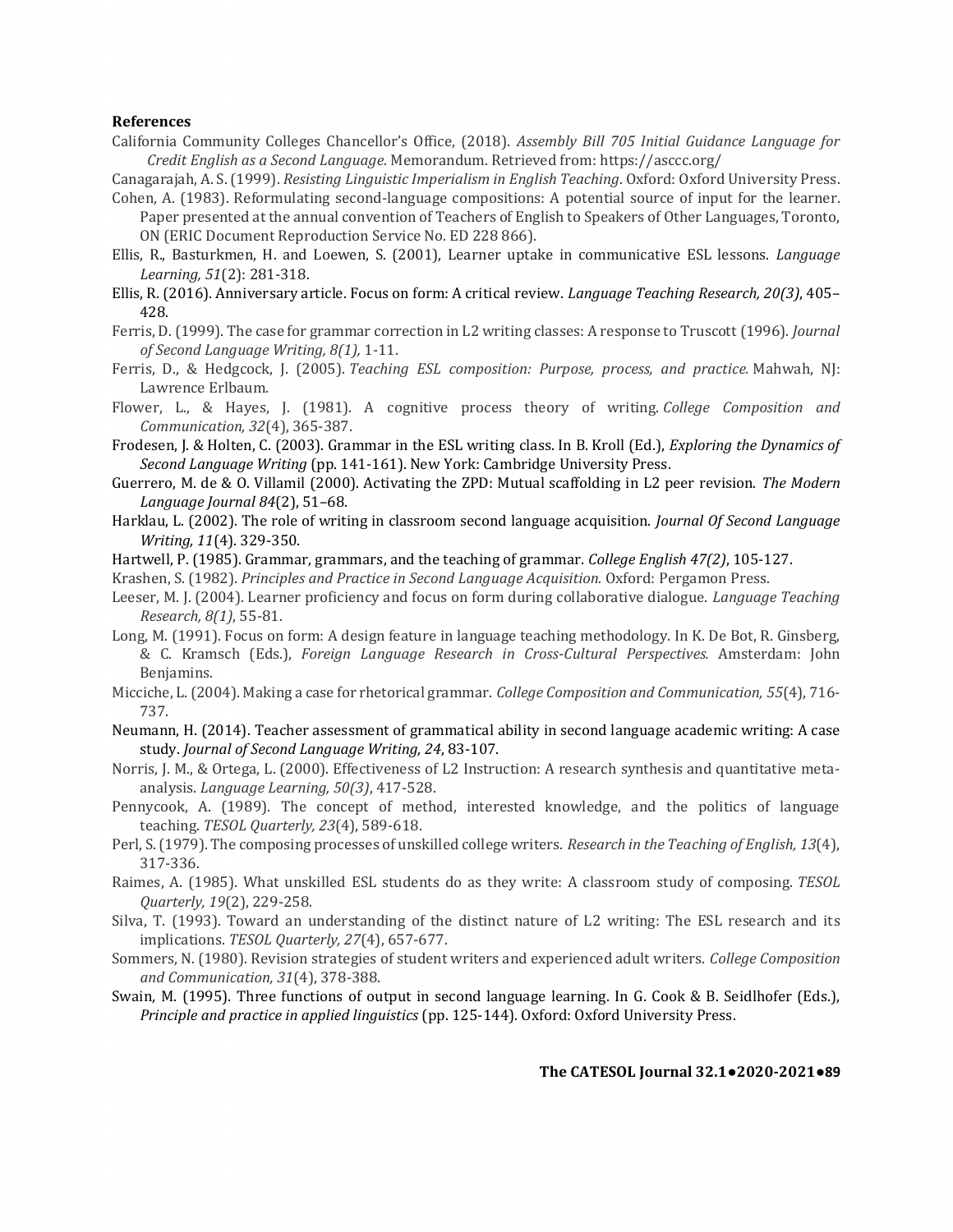**References**

California Community Colleges Chancellor's Office, (2018). *Assembly Bill 705 Initial Guidance Language for Credit English as a Second Language*. Memorandum. Retrieved from: https://asccc.org/

Canagarajah, A. S. (1999). *Resisting Linguistic Imperialism in English Teaching*. Oxford: Oxford University Press.

Cohen, A. (1983). Reformulating second-language compositions: A potential source of input for the learner. Paper presented at the annual convention of Teachers of English to Speakers of Other Languages, Toronto, ON (ERIC Document Reproduction Service No. ED 228 866).

Ellis, R., Basturkmen, H. and Loewen, S. (2001), Learner uptake in communicative ESL lessons. *Language Learning, 51*(2): 281-318.

Ellis, R. (2016). Anniversary article. Focus on form: A critical review. *Language Teaching Research, 20(3)*, 405–428.

Ferris, D. (1999). The case for grammar correction in L2 writing classes: A response to Truscott (1996). *Journal of Second Language Writing, 8(1),* 1-11.

Ferris, D., & Hedgcock, J. (2005). *Teaching ESL composition: Purpose, process, and practice.* Mahwah, NJ: Lawrence Erlbaum.

Flower, L., & Hayes, J. (1981). A cognitive process theory of writing. *College Composition and Communication, 32*(4), 365-387.

Frodesen, J. & Holten, C. (2003). Grammar in the ESL writing class. In B. Kroll (Ed.), *Exploring the Dynamics of Second Language Writing* (pp. 141-161). New York: Cambridge University Press.

Guerrero, M. de & O. Villamil (2000). Activating the ZPD: Mutual scaffolding in L2 peer revision. *The Modern Language Journal 84*(2), 51–68.

Harklau, L. (2002). The role of writing in classroom second language acquisition. *Journal Of Second Language Writing, 11*(4). 329-350.

Hartwell, P. (1985). Grammar, grammars, and the teaching of grammar. *College English 47(2)*, 105-127.

Krashen, S. (1982). *Principles and Practice in Second Language Acquisition.* Oxford: Pergamon Press.

Leeser, M. J. (2004). Learner proficiency and focus on form during collaborative dialogue. *Language Teaching Research, 8(1)*, 55-81.

Long, M. (1991). Focus on form: A design feature in language teaching methodology. In K. De Bot, R. Ginsberg, & C. Kramsch (Eds.), *Foreign Language Research in Cross-Cultural Perspectives.* Amsterdam: John Benjamins.

Micciche, L. (2004). Making a case for rhetorical grammar. *College Composition and Communication, 55*(4), 716-737.

Neumann, H. (2014). Teacher assessment of grammatical ability in second language academic writing: A case study. *Journal of Second Language Writing, 24*, 83-107.

Norris, J. M., & Ortega, L. (2000). Effectiveness of L2 Instruction: A research synthesis and quantitative meta-analysis. *Language Learning, 50(3)*, 417-528.

Pennycook, A. (1989). The concept of method, interested knowledge, and the politics of language teaching. *TESOL Quarterly, 23*(4), 589-618.

Perl, S. (1979). The composing processes of unskilled college writers. *Research in the Teaching of English, 13*(4), 317-336.

Raimes, A. (1985). What unskilled ESL students do as they write: A classroom study of composing. *TESOL Quarterly, 19*(2), 229-258.

Silva, T. (1993). Toward an understanding of the distinct nature of L2 writing: The ESL research and its implications. *TESOL Quarterly, 27*(4), 657-677.

Sommers, N. (1980). Revision strategies of student writers and experienced adult writers. *College Composition and Communication, 31*(4), 378-388.

Swain, M. (1995). Three functions of output in second language learning. In G. Cook & B. Seidlhofer (Eds.), *Principle and practice in applied linguistics* (pp. 125-144). Oxford: Oxford University Press.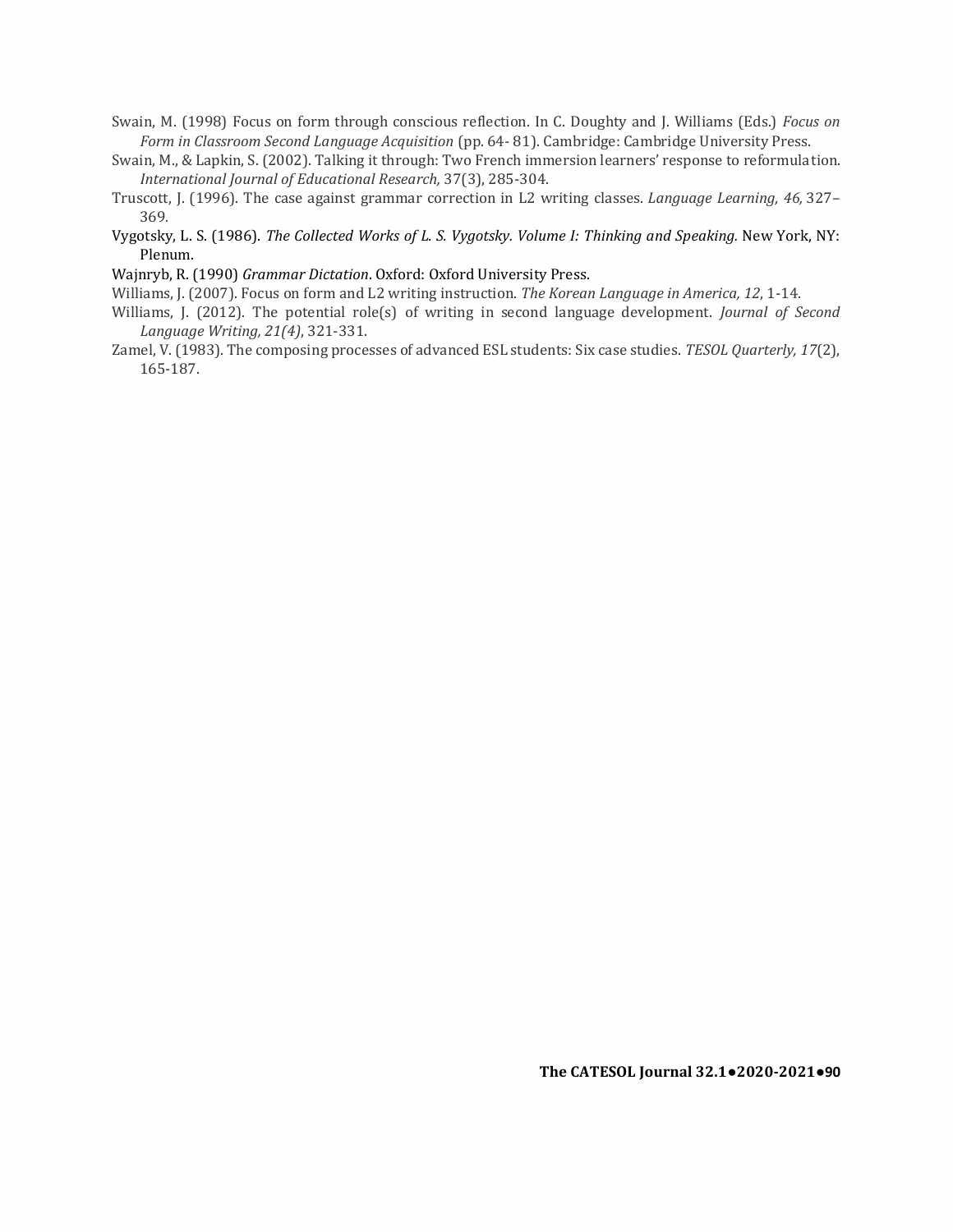Swain, M. (1998) Focus on form through conscious reflection. In C. Doughty and J. Williams (Eds.) *Focus on Form in Classroom Second Language Acquisition* (pp. 64- 81). Cambridge: Cambridge University Press.

Swain, M., & Lapkin, S. (2002). Talking it through: Two French immersion learners' response to reformulation. *International Journal of Educational Research,* 37(3), 285-304.

Truscott, J. (1996). The case against grammar correction in L2 writing classes. *Language Learning, 46,* 327–369.

Vygotsky, L. S. (1986). *The Collected Works of L. S. Vygotsky. Volume I: Thinking and Speaking.* New York, NY: Plenum.

Wajnryb, R. (1990) *Grammar Dictation*. Oxford: Oxford University Press.

Williams, J. (2007). Focus on form and L2 writing instruction. *The Korean Language in America, 12*, 1-14.

Williams, J. (2012). The potential role(s) of writing in second language development. *Journal of Second Language Writing, 21(4)*, 321-331.

Zamel, V. (1983). The composing processes of advanced ESL students: Six case studies. *TESOL Quarterly, 17*(2), 165-187.